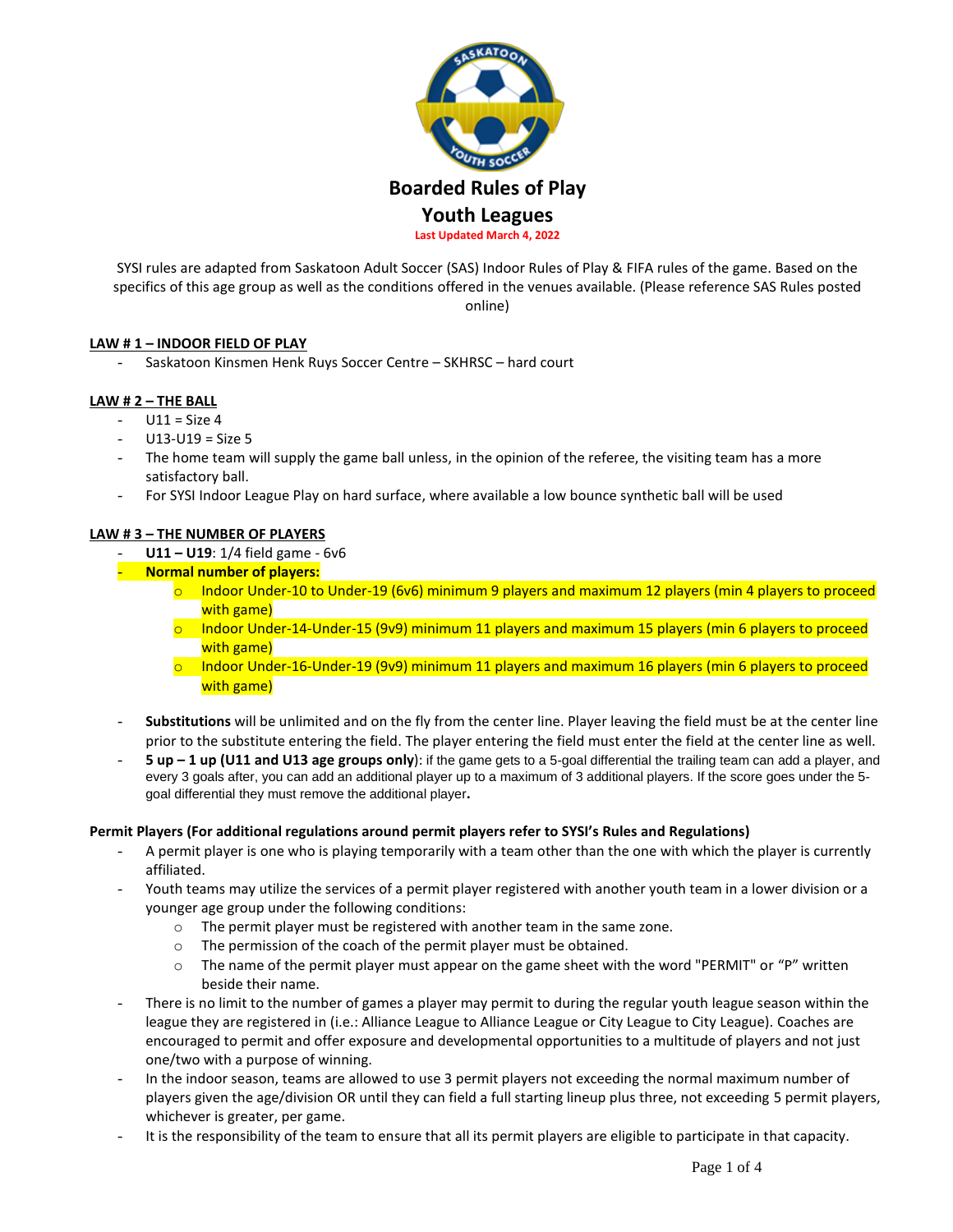# Boarded Rules of Play

## Youth Leagues

Last Updated March 4, 2022

SYSI rules are adapted from Saskatoon Adult Soccer (SAS) Indoor Rules of Play & FIFA rules of the game. Based on the specifics of this age group as well as the conditions offered in the venues available. (Please reference SAS Rules posted online)

### LAW # 1 – INDOOR FIELD OF PLAY

- Saskatoon Kinsmen Henk Ruys Soccer Centre – SKHRSC – hard court

### LAW # 2 – THE BALL

- U11 = Size 4
- U13-U19 = Size 5
- The home team will supply the game ball unless, in the opinion of the referee, the visiting team has a more satisfactory ball.
- For SYSI Indoor League Play on hard surface, where available a low bounce synthetic ball will be used

### LAW # 3 – THE NUMBER OF PLAYERS

- **U11 – U19**: 1/4 field game - 6v6
- **Normal number of players:**
  - Indoor Under-10 to Under-19 (6v6) minimum 9 players and maximum 12 players (min 4 players to proceed with game)
  - Indoor Under-14-Under-15 (9v9) minimum 11 players and maximum 15 players (min 6 players to proceed with game)
  - Indoor Under-16-Under-19 (9v9) minimum 11 players and maximum 16 players (min 6 players to proceed with game)
- **Substitutions** will be unlimited and on the fly from the center line. Player leaving the field must be at the center line prior to the substitute entering the field. The player entering the field must enter the field at the center line as well.
- **5 up – 1 up (U11 and U13 age groups only)**: if the game gets to a 5-goal differential the trailing team can add a player, and every 3 goals after, you can add an additional player up to a maximum of 3 additional players. If the score goes under the 5-goal differential they must remove the additional player**.**

**Permit Players (For additional regulations around permit players refer to SYSI's Rules and Regulations)**

- A permit player is one who is playing temporarily with a team other than the one with which the player is currently affiliated.
- Youth teams may utilize the services of a permit player registered with another youth team in a lower division or a younger age group under the following conditions:
  - The permit player must be registered with another team in the same zone.
  - The permission of the coach of the permit player must be obtained.
  - The name of the permit player must appear on the game sheet with the word "PERMIT" or "P" written beside their name.
- There is no limit to the number of games a player may permit to during the regular youth league season within the league they are registered in (i.e.: Alliance League to Alliance League or City League to City League). Coaches are encouraged to permit and offer exposure and developmental opportunities to a multitude of players and not just one/two with a purpose of winning.
- In the indoor season, teams are allowed to use 3 permit players not exceeding the normal maximum number of players given the age/division OR until they can field a full starting lineup plus three, not exceeding 5 permit players, whichever is greater, per game.
- It is the responsibility of the team to ensure that all its permit players are eligible to participate in that capacity.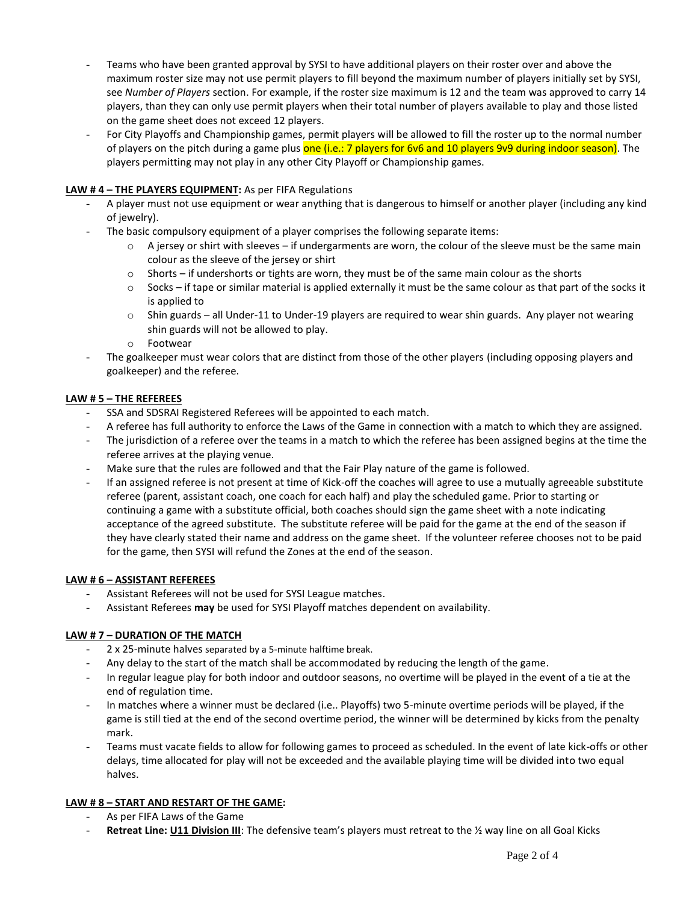- Teams who have been granted approval by SYSI to have additional players on their roster over and above the maximum roster size may not use permit players to fill beyond the maximum number of players initially set by SYSI, see *Number of Players* section. For example, if the roster size maximum is 12 and the team was approved to carry 14 players, than they can only use permit players when their total number of players available to play and those listed on the game sheet does not exceed 12 players.
- For City Playoffs and Championship games, permit players will be allowed to fill the roster up to the normal number of players on the pitch during a game plus one (i.e.: 7 players for 6v6 and 10 players 9v9 during indoor season). The players permitting may not play in any other City Playoff or Championship games.

**<u>LAW # 4 – THE PLAYERS EQUIPMENT</u>:** As per FIFA Regulations

- A player must not use equipment or wear anything that is dangerous to himself or another player (including any kind of jewelry).
- The basic compulsory equipment of a player comprises the following separate items:
  - A jersey or shirt with sleeves – if undergarments are worn, the colour of the sleeve must be the same main colour as the sleeve of the jersey or shirt
  - Shorts – if undershorts or tights are worn, they must be of the same main colour as the shorts
  - Socks – if tape or similar material is applied externally it must be the same colour as that part of the socks it is applied to
  - Shin guards – all Under-11 to Under-19 players are required to wear shin guards. Any player not wearing shin guards will not be allowed to play.
  - Footwear
- The goalkeeper must wear colors that are distinct from those of the other players (including opposing players and goalkeeper) and the referee.

**<u>LAW # 5 – THE REFEREES</u>**

- SSA and SDSRAI Registered Referees will be appointed to each match.
- A referee has full authority to enforce the Laws of the Game in connection with a match to which they are assigned.
- The jurisdiction of a referee over the teams in a match to which the referee has been assigned begins at the time the referee arrives at the playing venue.
- Make sure that the rules are followed and that the Fair Play nature of the game is followed.
- If an assigned referee is not present at time of Kick-off the coaches will agree to use a mutually agreeable substitute referee (parent, assistant coach, one coach for each half) and play the scheduled game. Prior to starting or continuing a game with a substitute official, both coaches should sign the game sheet with a note indicating acceptance of the agreed substitute. The substitute referee will be paid for the game at the end of the season if they have clearly stated their name and address on the game sheet. If the volunteer referee chooses not to be paid for the game, then SYSI will refund the Zones at the end of the season.

**<u>LAW # 6 – ASSISTANT REFEREES</u>**

- Assistant Referees will not be used for SYSI League matches.
- Assistant Referees **may** be used for SYSI Playoff matches dependent on availability.

**<u>LAW # 7 – DURATION OF THE MATCH</u>**

- 2 x 25-minute halves separated by a 5-minute halftime break.
- Any delay to the start of the match shall be accommodated by reducing the length of the game.
- In regular league play for both indoor and outdoor seasons, no overtime will be played in the event of a tie at the end of regulation time.
- In matches where a winner must be declared (i.e.. Playoffs) two 5-minute overtime periods will be played, if the game is still tied at the end of the second overtime period, the winner will be determined by kicks from the penalty mark.
- Teams must vacate fields to allow for following games to proceed as scheduled. In the event of late kick-offs or other delays, time allocated for play will not be exceeded and the available playing time will be divided into two equal halves.

**<u>LAW # 8 – START AND RESTART OF THE GAME</u>:**

- As per FIFA Laws of the Game
- **Retreat Line: <u>U11 Division III</u>**: The defensive team's players must retreat to the ½ way line on all Goal Kicks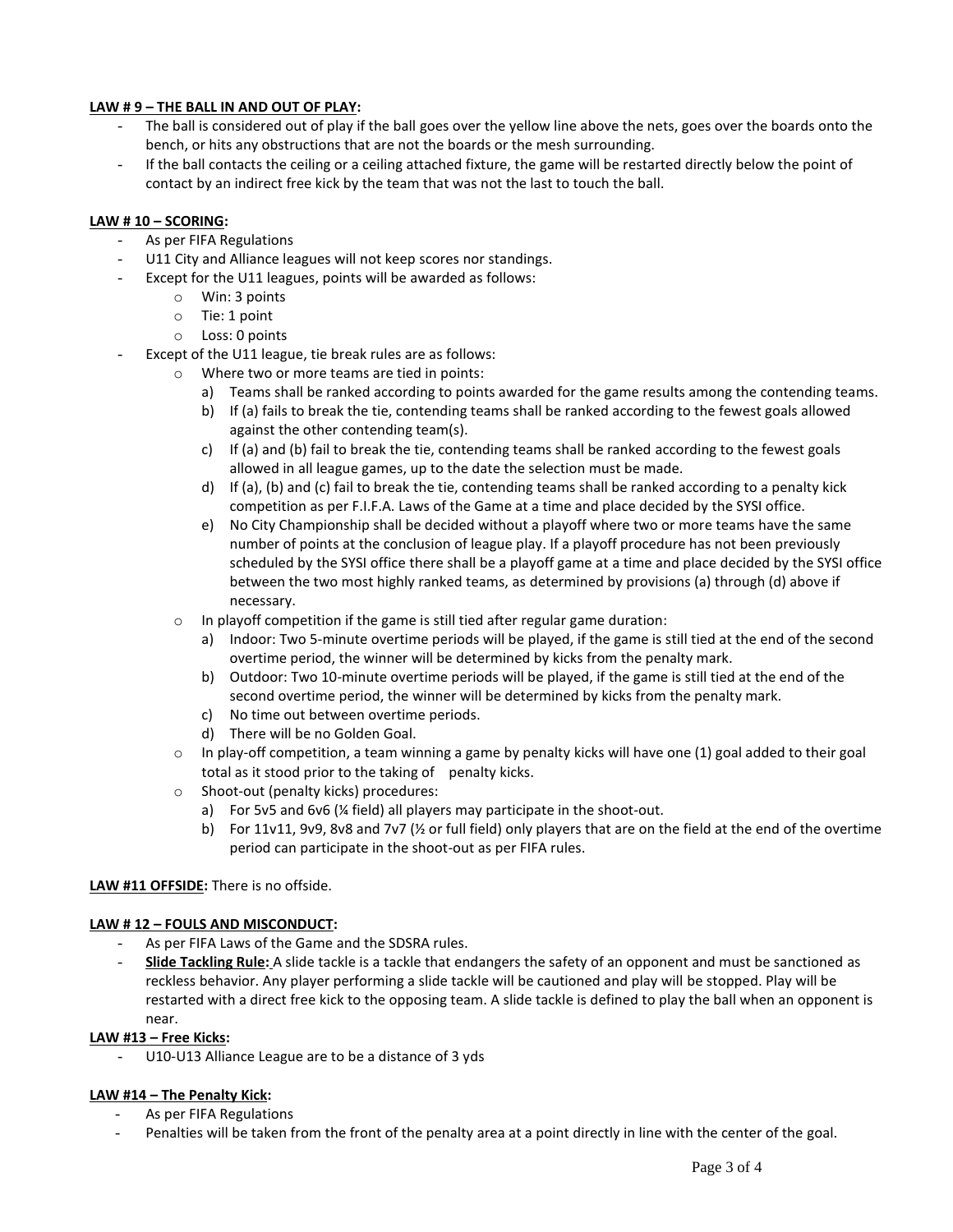**LAW # 9 – THE BALL IN AND OUT OF PLAY:**

- The ball is considered out of play if the ball goes over the yellow line above the nets, goes over the boards onto the bench, or hits any obstructions that are not the boards or the mesh surrounding.
- If the ball contacts the ceiling or a ceiling attached fixture, the game will be restarted directly below the point of contact by an indirect free kick by the team that was not the last to touch the ball.

**LAW # 10 – SCORING:**

- As per FIFA Regulations
- U11 City and Alliance leagues will not keep scores nor standings.
- Except for the U11 leagues, points will be awarded as follows:
  - Win: 3 points
  - Tie: 1 point
  - Loss: 0 points
- Except of the U11 league, tie break rules are as follows:
  - Where two or more teams are tied in points:
    a) Teams shall be ranked according to points awarded for the game results among the contending teams.
    b) If (a) fails to break the tie, contending teams shall be ranked according to the fewest goals allowed against the other contending team(s).
    c) If (a) and (b) fail to break the tie, contending teams shall be ranked according to the fewest goals allowed in all league games, up to the date the selection must be made.
    d) If (a), (b) and (c) fail to break the tie, contending teams shall be ranked according to a penalty kick competition as per F.I.F.A. Laws of the Game at a time and place decided by the SYSI office.
    e) No City Championship shall be decided without a playoff where two or more teams have the same number of points at the conclusion of league play. If a playoff procedure has not been previously scheduled by the SYSI office there shall be a playoff game at a time and place decided by the SYSI office between the two most highly ranked teams, as determined by provisions (a) through (d) above if necessary.
  - In playoff competition if the game is still tied after regular game duration:
    a) Indoor: Two 5-minute overtime periods will be played, if the game is still tied at the end of the second overtime period, the winner will be determined by kicks from the penalty mark.
    b) Outdoor: Two 10-minute overtime periods will be played, if the game is still tied at the end of the second overtime period, the winner will be determined by kicks from the penalty mark.
    c) No time out between overtime periods.
    d) There will be no Golden Goal.
  - In play-off competition, a team winning a game by penalty kicks will have one (1) goal added to their goal total as it stood prior to the taking of penalty kicks.
  - Shoot-out (penalty kicks) procedures:
    a) For 5v5 and 6v6 (¼ field) all players may participate in the shoot-out.
    b) For 11v11, 9v9, 8v8 and 7v7 (½ or full field) only players that are on the field at the end of the overtime period can participate in the shoot-out as per FIFA rules.

**LAW #11 OFFSIDE:** There is no offside.

**LAW # 12 – FOULS AND MISCONDUCT:**

- As per FIFA Laws of the Game and the SDSRA rules.
- **Slide Tackling Rule:** A slide tackle is a tackle that endangers the safety of an opponent and must be sanctioned as reckless behavior. Any player performing a slide tackle will be cautioned and play will be stopped. Play will be restarted with a direct free kick to the opposing team. A slide tackle is defined to play the ball when an opponent is near.

**LAW #13 – Free Kicks:**

- U10-U13 Alliance League are to be a distance of 3 yds

**LAW #14 – The Penalty Kick:**

- As per FIFA Regulations
- Penalties will be taken from the front of the penalty area at a point directly in line with the center of the goal.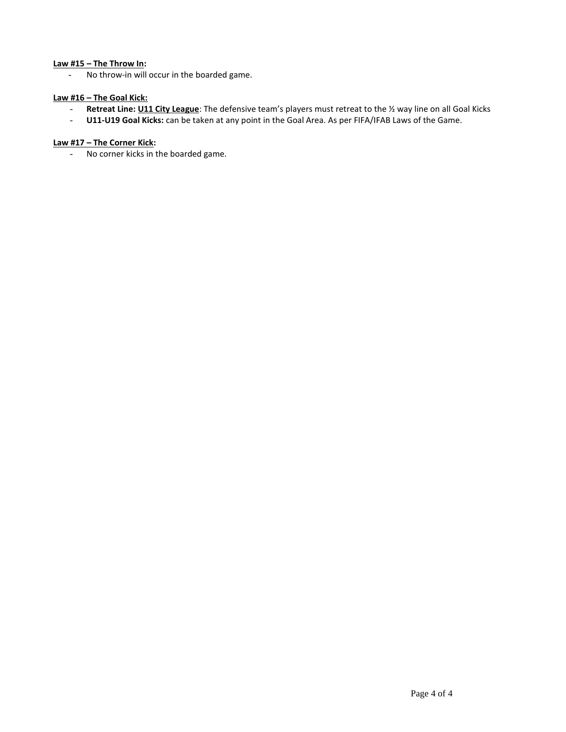**Law #15 – The Throw In:**

- No throw-in will occur in the boarded game.

**Law #16 – The Goal Kick:**

- **Retreat Line: U11 City League**: The defensive team's players must retreat to the ½ way line on all Goal Kicks
- **U11-U19 Goal Kicks:** can be taken at any point in the Goal Area. As per FIFA/IFAB Laws of the Game.

**Law #17 – The Corner Kick:**

- No corner kicks in the boarded game.